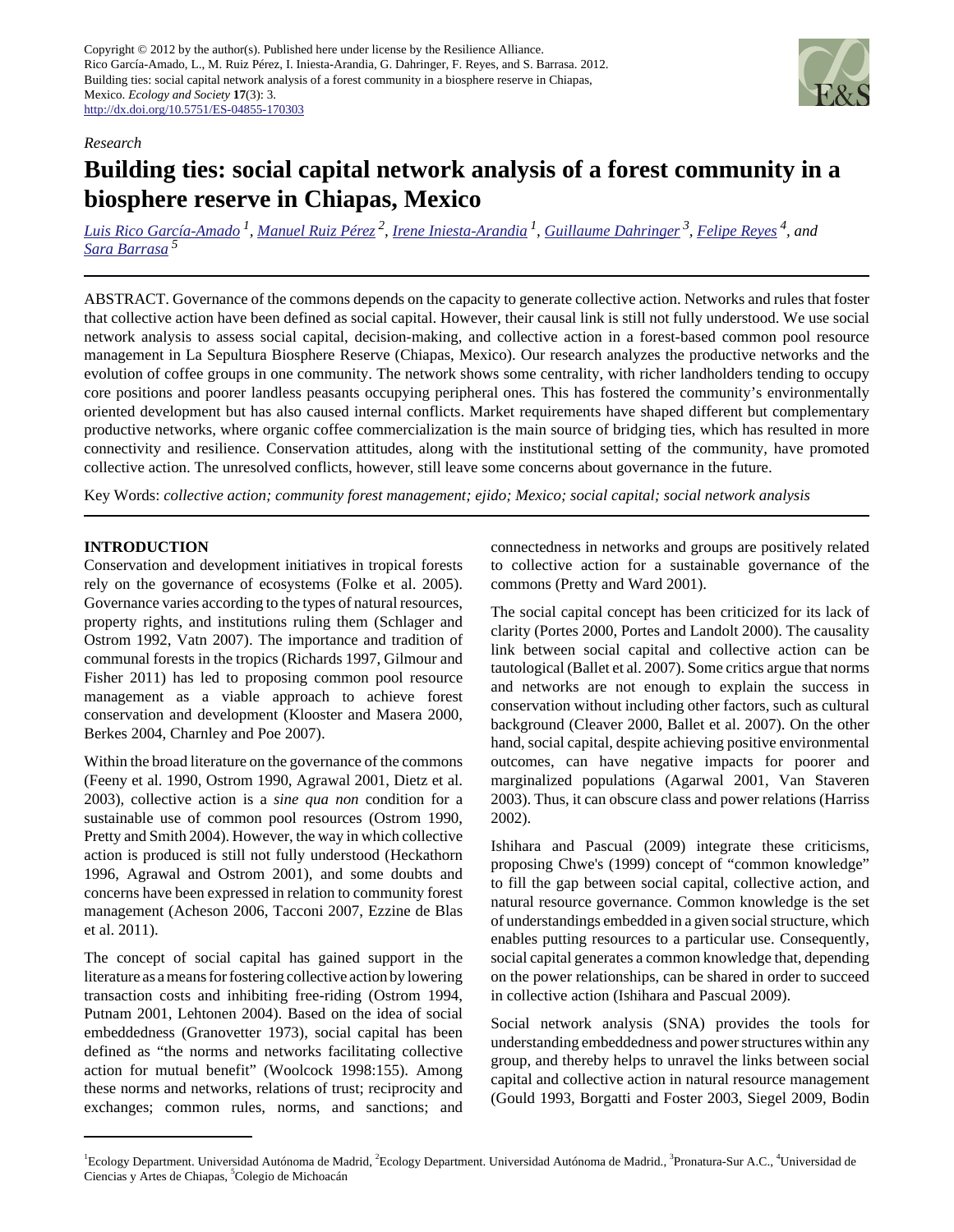Copyright © 2012 by the author(s). Published here under license by the Resilience Alliance.
Rico García-Amado, L., M. Ruiz Pérez, I. Iniesta-Arandia, G. Dahringer, F. Reyes, and S. Barrasa. 2012. Building ties: social capital network analysis of a forest community in a biosphere reserve in Chiapas, Mexico. *Ecology and Society* **17**(3): 3.
http://dx.doi.org/10.5751/ES-04855-170303

*Research*

# Building ties: social capital network analysis of a forest community in a biosphere reserve in Chiapas, Mexico

Luis Rico García-Amado [1], Manuel Ruiz Pérez [2], Irene Iniesta-Arandia [1], Guillaume Dahringer [3], Felipe Reyes [4], and Sara Barrasa [5]

ABSTRACT. Governance of the commons depends on the capacity to generate collective action. Networks and rules that foster that collective action have been defined as social capital. However, their causal link is still not fully understood. We use social network analysis to assess social capital, decision-making, and collective action in a forest-based common pool resource management in La Sepultura Biosphere Reserve (Chiapas, Mexico). Our research analyzes the productive networks and the evolution of coffee groups in one community. The network shows some centrality, with richer landholders tending to occupy core positions and poorer landless peasants occupying peripheral ones. This has fostered the community's environmentally oriented development but has also caused internal conflicts. Market requirements have shaped different but complementary productive networks, where organic coffee commercialization is the main source of bridging ties, which has resulted in more connectivity and resilience. Conservation attitudes, along with the institutional setting of the community, have promoted collective action. The unresolved conflicts, however, still leave some concerns about governance in the future.

Key Words: *collective action; community forest management; ejido; Mexico; social capital; social network analysis*

## INTRODUCTION

Conservation and development initiatives in tropical forests rely on the governance of ecosystems (Folke et al. 2005). Governance varies according to the types of natural resources, property rights, and institutions ruling them (Schlager and Ostrom 1992, Vatn 2007). The importance and tradition of communal forests in the tropics (Richards 1997, Gilmour and Fisher 2011) has led to proposing common pool resource management as a viable approach to achieve forest conservation and development (Klooster and Masera 2000, Berkes 2004, Charnley and Poe 2007).

Within the broad literature on the governance of the commons (Feeny et al. 1990, Ostrom 1990, Agrawal 2001, Dietz et al. 2003), collective action is a *sine qua non* condition for a sustainable use of common pool resources (Ostrom 1990, Pretty and Smith 2004). However, the way in which collective action is produced is still not fully understood (Heckathorn 1996, Agrawal and Ostrom 2001), and some doubts and concerns have been expressed in relation to community forest management (Acheson 2006, Tacconi 2007, Ezzine de Blas et al. 2011).

The concept of social capital has gained support in the literature as a means for fostering collective action by lowering transaction costs and inhibiting free-riding (Ostrom 1994, Putnam 2001, Lehtonen 2004). Based on the idea of social embeddedness (Granovetter 1973), social capital has been defined as "the norms and networks facilitating collective action for mutual benefit" (Woolcock 1998:155). Among these norms and networks, relations of trust; reciprocity and exchanges; common rules, norms, and sanctions; and connectedness in networks and groups are positively related to collective action for a sustainable governance of the commons (Pretty and Ward 2001).

The social capital concept has been criticized for its lack of clarity (Portes 2000, Portes and Landolt 2000). The causality link between social capital and collective action can be tautological (Ballet et al. 2007). Some critics argue that norms and networks are not enough to explain the success in conservation without including other factors, such as cultural background (Cleaver 2000, Ballet et al. 2007). On the other hand, social capital, despite achieving positive environmental outcomes, can have negative impacts for poorer and marginalized populations (Agarwal 2001, Van Staveren 2003). Thus, it can obscure class and power relations (Harriss 2002).

Ishihara and Pascual (2009) integrate these criticisms, proposing Chwe's (1999) concept of "common knowledge" to fill the gap between social capital, collective action, and natural resource governance. Common knowledge is the set of understandings embedded in a given social structure, which enables putting resources to a particular use. Consequently, social capital generates a common knowledge that, depending on the power relationships, can be shared in order to succeed in collective action (Ishihara and Pascual 2009).

Social network analysis (SNA) provides the tools for understanding embeddedness and power structures within any group, and thereby helps to unravel the links between social capital and collective action in natural resource management (Gould 1993, Borgatti and Foster 2003, Siegel 2009, Bodin

---

[1] Ecology Department. Universidad Autónoma de Madrid, [2] Ecology Department. Universidad Autónoma de Madrid., [3] Pronatura-Sur A.C., [4] Universidad de Ciencias y Artes de Chiapas, [5] Colegio de Michoacán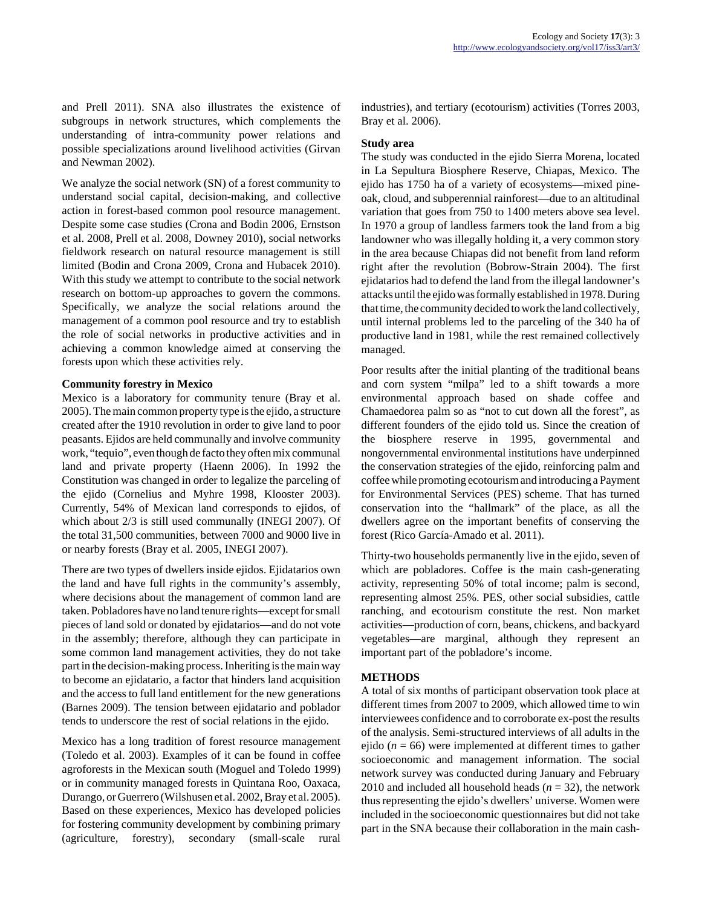and Prell 2011). SNA also illustrates the existence of subgroups in network structures, which complements the understanding of intra-community power relations and possible specializations around livelihood activities (Girvan and Newman 2002).

We analyze the social network (SN) of a forest community to understand social capital, decision-making, and collective action in forest-based common pool resource management. Despite some case studies (Crona and Bodin 2006, Ernstson et al. 2008, Prell et al. 2008, Downey 2010), social networks fieldwork research on natural resource management is still limited (Bodin and Crona 2009, Crona and Hubacek 2010). With this study we attempt to contribute to the social network research on bottom-up approaches to govern the commons. Specifically, we analyze the social relations around the management of a common pool resource and try to establish the role of social networks in productive activities and in achieving a common knowledge aimed at conserving the forests upon which these activities rely.

### Community forestry in Mexico

Mexico is a laboratory for community tenure (Bray et al. 2005). The main common property type is the ejido, a structure created after the 1910 revolution in order to give land to poor peasants. Ejidos are held communally and involve community work, "tequio", even though de facto they often mix communal land and private property (Haenn 2006). In 1992 the Constitution was changed in order to legalize the parceling of the ejido (Cornelius and Myhre 1998, Klooster 2003). Currently, 54% of Mexican land corresponds to ejidos, of which about 2/3 is still used communally (INEGI 2007). Of the total 31,500 communities, between 7000 and 9000 live in or nearby forests (Bray et al. 2005, INEGI 2007).

There are two types of dwellers inside ejidos. Ejidatarios own the land and have full rights in the community's assembly, where decisions about the management of common land are taken. Pobladores have no land tenure rights—except for small pieces of land sold or donated by ejidatarios—and do not vote in the assembly; therefore, although they can participate in some common land management activities, they do not take part in the decision-making process. Inheriting is the main way to become an ejidatario, a factor that hinders land acquisition and the access to full land entitlement for the new generations (Barnes 2009). The tension between ejidatario and poblador tends to underscore the rest of social relations in the ejido.

Mexico has a long tradition of forest resource management (Toledo et al. 2003). Examples of it can be found in coffee agroforests in the Mexican south (Moguel and Toledo 1999) or in community managed forests in Quintana Roo, Oaxaca, Durango, or Guerrero (Wilshusen et al. 2002, Bray et al. 2005). Based on these experiences, Mexico has developed policies for fostering community development by combining primary (agriculture, forestry), secondary (small-scale rural industries), and tertiary (ecotourism) activities (Torres 2003, Bray et al. 2006).

### Study area

The study was conducted in the ejido Sierra Morena, located in La Sepultura Biosphere Reserve, Chiapas, Mexico. The ejido has 1750 ha of a variety of ecosystems—mixed pine-oak, cloud, and subperennial rainforest—due to an altitudinal variation that goes from 750 to 1400 meters above sea level. In 1970 a group of landless farmers took the land from a big landowner who was illegally holding it, a very common story in the area because Chiapas did not benefit from land reform right after the revolution (Bobrow-Strain 2004). The first ejidatarios had to defend the land from the illegal landowner's attacks until the ejido was formally established in 1978. During that time, the community decided to work the land collectively, until internal problems led to the parceling of the 340 ha of productive land in 1981, while the rest remained collectively managed.

Poor results after the initial planting of the traditional beans and corn system "milpa" led to a shift towards a more environmental approach based on shade coffee and Chamaedorea palm so as "not to cut down all the forest", as different founders of the ejido told us. Since the creation of the biosphere reserve in 1995, governmental and nongovernmental environmental institutions have underpinned the conservation strategies of the ejido, reinforcing palm and coffee while promoting ecotourism and introducing a Payment for Environmental Services (PES) scheme. That has turned conservation into the "hallmark" of the place, as all the dwellers agree on the important benefits of conserving the forest (Rico García-Amado et al. 2011).

Thirty-two households permanently live in the ejido, seven of which are pobladores. Coffee is the main cash-generating activity, representing 50% of total income; palm is second, representing almost 25%. PES, other social subsidies, cattle ranching, and ecotourism constitute the rest. Non market activities—production of corn, beans, chickens, and backyard vegetables—are marginal, although they represent an important part of the pobladore's income.

## METHODS

A total of six months of participant observation took place at different times from 2007 to 2009, which allowed time to win interviewees confidence and to corroborate ex-post the results of the analysis. Semi-structured interviews of all adults in the ejido ($n = 66$) were implemented at different times to gather socioeconomic and management information. The social network survey was conducted during January and February 2010 and included all household heads ($n = 32$), the network thus representing the ejido's dwellers' universe. Women were included in the socioeconomic questionnaires but did not take part in the SNA because their collaboration in the main cash-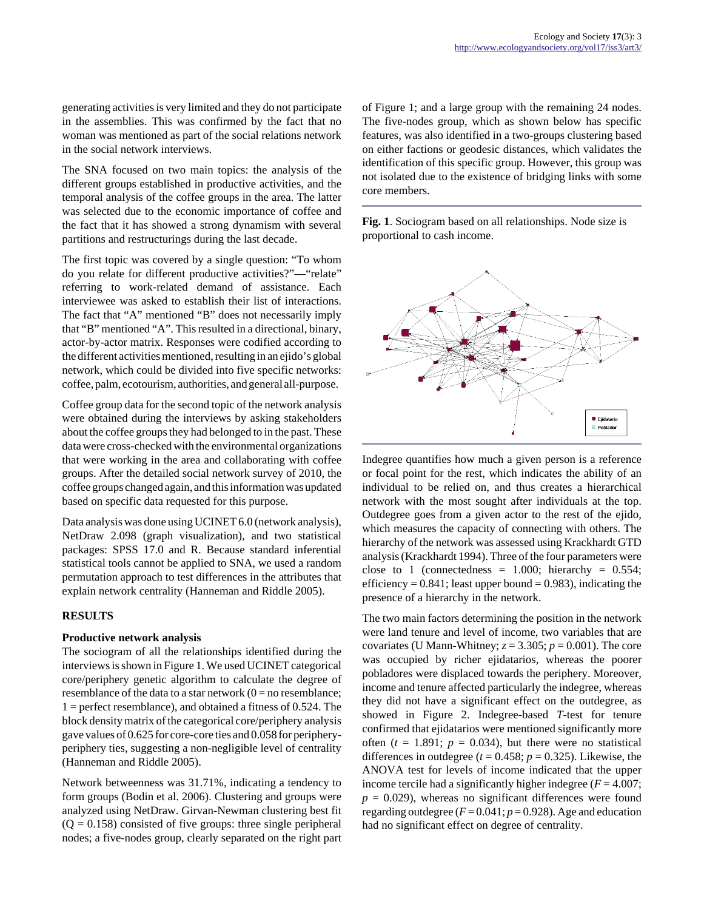generating activities is very limited and they do not participate in the assemblies. This was confirmed by the fact that no woman was mentioned as part of the social relations network in the social network interviews.

The SNA focused on two main topics: the analysis of the different groups established in productive activities, and the temporal analysis of the coffee groups in the area. The latter was selected due to the economic importance of coffee and the fact that it has showed a strong dynamism with several partitions and restructurings during the last decade.

The first topic was covered by a single question: "To whom do you relate for different productive activities?"—"relate" referring to work-related demand of assistance. Each interviewee was asked to establish their list of interactions. The fact that "A" mentioned "B" does not necessarily imply that "B" mentioned "A". This resulted in a directional, binary, actor-by-actor matrix. Responses were codified according to the different activities mentioned, resulting in an ejido's global network, which could be divided into five specific networks: coffee, palm, ecotourism, authorities, and general all-purpose.

Coffee group data for the second topic of the network analysis were obtained during the interviews by asking stakeholders about the coffee groups they had belonged to in the past. These data were cross-checked with the environmental organizations that were working in the area and collaborating with coffee groups. After the detailed social network survey of 2010, the coffee groups changed again, and this information was updated based on specific data requested for this purpose.

Data analysis was done using UCINET 6.0 (network analysis), NetDraw 2.098 (graph visualization), and two statistical packages: SPSS 17.0 and R. Because standard inferential statistical tools cannot be applied to SNA, we used a random permutation approach to test differences in the attributes that explain network centrality (Hanneman and Riddle 2005).

## RESULTS

### Productive network analysis

The sociogram of all the relationships identified during the interviews is shown in Figure 1. We used UCINET categorical core/periphery genetic algorithm to calculate the degree of resemblance of the data to a star network (0 = no resemblance; 1 = perfect resemblance), and obtained a fitness of 0.524. The block density matrix of the categorical core/periphery analysis gave values of 0.625 for core-core ties and 0.058 for periphery-periphery ties, suggesting a non-negligible level of centrality (Hanneman and Riddle 2005).

Network betweenness was 31.71%, indicating a tendency to form groups (Bodin et al. 2006). Clustering and groups were analyzed using NetDraw. Girvan-Newman clustering best fit ($Q = 0.158$) consisted of five groups: three single peripheral nodes; a five-nodes group, clearly separated on the right part of Figure 1; and a large group with the remaining 24 nodes. The five-nodes group, which as shown below has specific features, was also identified in a two-groups clustering based on either factions or geodesic distances, which validates the identification of this specific group. However, this group was not isolated due to the existence of bridging links with some core members.

**Fig. 1**. Sociogram based on all relationships. Node size is proportional to cash income.

Indegree quantifies how much a given person is a reference or focal point for the rest, which indicates the ability of an individual to be relied on, and thus creates a hierarchical network with the most sought after individuals at the top. Outdegree goes from a given actor to the rest of the ejido, which measures the capacity of connecting with others. The hierarchy of the network was assessed using Krackhardt GTD analysis (Krackhardt 1994). Three of the four parameters were close to 1 (connectedness = 1.000; hierarchy = 0.554; efficiency = 0.841; least upper bound = 0.983), indicating the presence of a hierarchy in the network.

The two main factors determining the position in the network were land tenure and level of income, two variables that are covariates (U Mann-Whitney; $z = 3.305$; $p = 0.001$). The core was occupied by richer ejidatarios, whereas the poorer pobladores were displaced towards the periphery. Moreover, income and tenure affected particularly the indegree, whereas they did not have a significant effect on the outdegree, as showed in Figure 2. Indegree-based $T$-test for tenure confirmed that ejidatarios were mentioned significantly more often ($t = 1.891$; $p = 0.034$), but there were no statistical differences in outdegree ($t = 0.458$; $p = 0.325$). Likewise, the ANOVA test for levels of income indicated that the upper income tercile had a significantly higher indegree ($F = 4.007$; $p = 0.029$), whereas no significant differences were found regarding outdegree ($F = 0.041$; $p = 0.928$). Age and education had no significant effect on degree of centrality.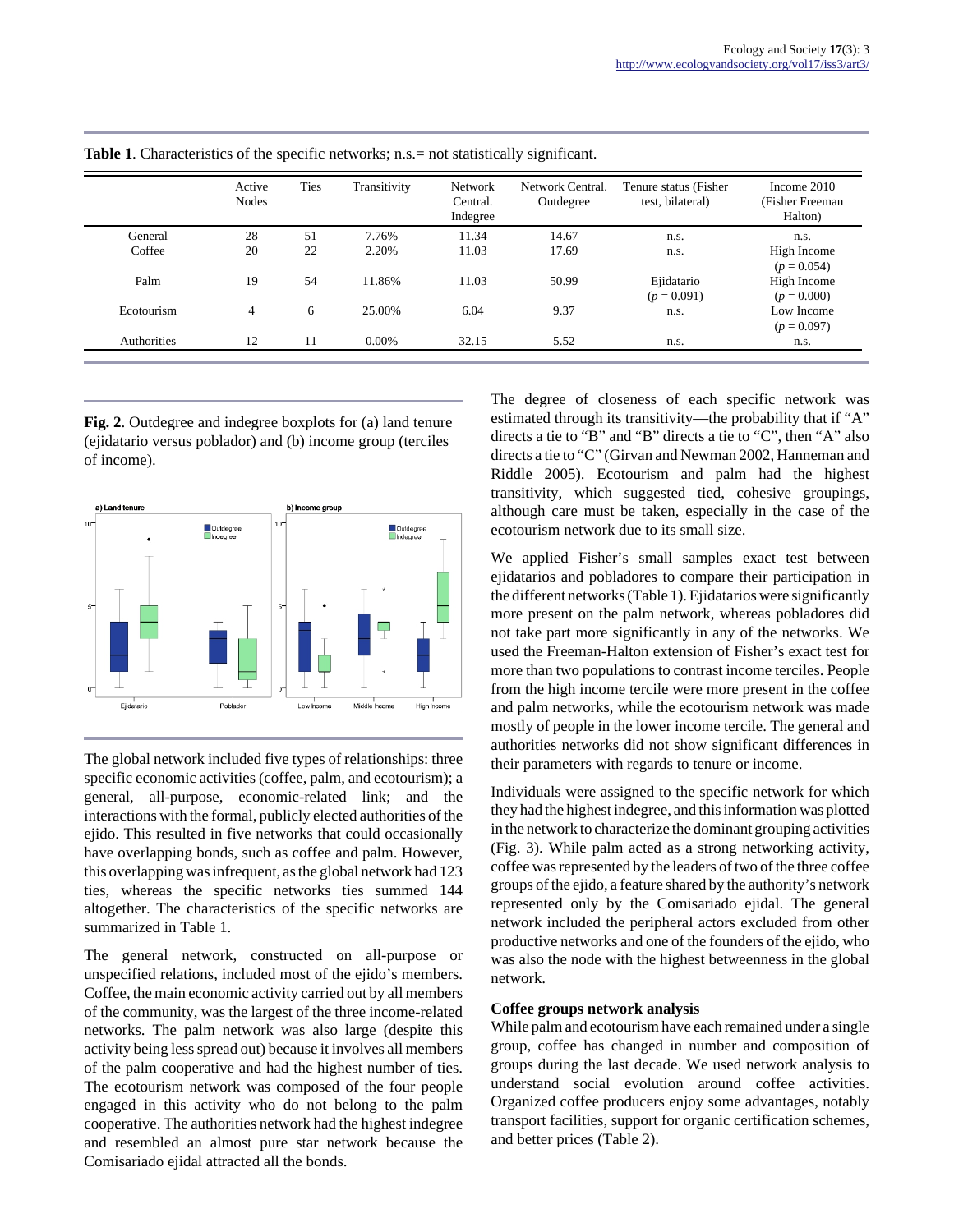**Table 1**. Characteristics of the specific networks; n.s.= not statistically significant.

| | Active Nodes | Ties | Transitivity | Network Central. Indegree | Network Central. Outdegree | Tenure status (Fisher test, bilateral) | Income 2010 (Fisher Freeman Halton) |
|---|---|---|---|---|---|---|---|
| General | 28 | 51 | 7.76% | 11.34 | 14.67 | n.s. | n.s. |
| Coffee | 20 | 22 | 2.20% | 11.03 | 17.69 | n.s. | High Income ($p = 0.054$) |
| Palm | 19 | 54 | 11.86% | 11.03 | 50.99 | Ejidatario ($p = 0.091$) | High Income ($p = 0.000$) |
| Ecotourism | 4 | 6 | 25.00% | 6.04 | 9.37 | n.s. | Low Income ($p = 0.097$) |
| Authorities | 12 | 11 | 0.00% | 32.15 | 5.52 | n.s. | n.s. |

**Fig. 2**. Outdegree and indegree boxplots for (a) land tenure (ejidatario versus poblador) and (b) income group (terciles of income).

The global network included five types of relationships: three specific economic activities (coffee, palm, and ecotourism); a general, all-purpose, economic-related link; and the interactions with the formal, publicly elected authorities of the ejido. This resulted in five networks that could occasionally have overlapping bonds, such as coffee and palm. However, this overlapping was infrequent, as the global network had 123 ties, whereas the specific networks ties summed 144 altogether. The characteristics of the specific networks are summarized in Table 1.

The general network, constructed on all-purpose or unspecified relations, included most of the ejido's members. Coffee, the main economic activity carried out by all members of the community, was the largest of the three income-related networks. The palm network was also large (despite this activity being less spread out) because it involves all members of the palm cooperative and had the highest number of ties. The ecotourism network was composed of the four people engaged in this activity who do not belong to the palm cooperative. The authorities network had the highest indegree and resembled an almost pure star network because the Comisariado ejidal attracted all the bonds.

The degree of closeness of each specific network was estimated through its transitivity—the probability that if "A" directs a tie to "B" and "B" directs a tie to "C", then "A" also directs a tie to "C" (Girvan and Newman 2002, Hanneman and Riddle 2005). Ecotourism and palm had the highest transitivity, which suggested tied, cohesive groupings, although care must be taken, especially in the case of the ecotourism network due to its small size.

We applied Fisher's small samples exact test between ejidatarios and pobladores to compare their participation in the different networks (Table 1). Ejidatarios were significantly more present on the palm network, whereas pobladores did not take part more significantly in any of the networks. We used the Freeman-Halton extension of Fisher's exact test for more than two populations to contrast income terciles. People from the high income tercile were more present in the coffee and palm networks, while the ecotourism network was made mostly of people in the lower income tercile. The general and authorities networks did not show significant differences in their parameters with regards to tenure or income.

Individuals were assigned to the specific network for which they had the highest indegree, and this information was plotted in the network to characterize the dominant grouping activities (Fig. 3). While palm acted as a strong networking activity, coffee was represented by the leaders of two of the three coffee groups of the ejido, a feature shared by the authority's network represented only by the Comisariado ejidal. The general network included the peripheral actors excluded from other productive networks and one of the founders of the ejido, who was also the node with the highest betweenness in the global network.

### Coffee groups network analysis

While palm and ecotourism have each remained under a single group, coffee has changed in number and composition of groups during the last decade. We used network analysis to understand social evolution around coffee activities. Organized coffee producers enjoy some advantages, notably transport facilities, support for organic certification schemes, and better prices (Table 2).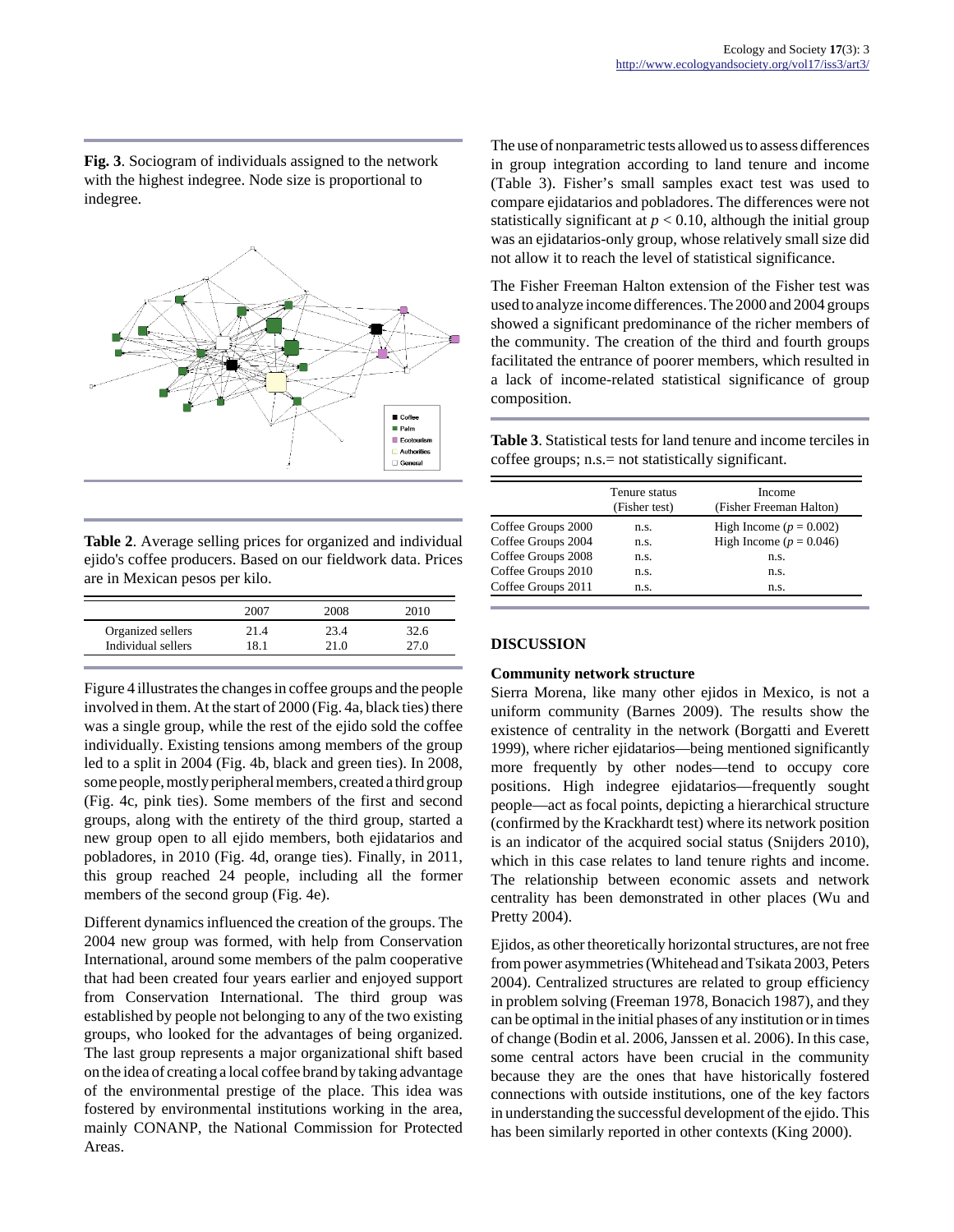**Fig. 3**. Sociogram of individuals assigned to the network with the highest indegree. Node size is proportional to indegree.

**Table 2**. Average selling prices for organized and individual ejido's coffee producers. Based on our fieldwork data. Prices are in Mexican pesos per kilo.

| | 2007 | 2008 | 2010 |
|---|---|---|---|
| Organized sellers | 21.4 | 23.4 | 32.6 |
| Individual sellers | 18.1 | 21.0 | 27.0 |

Figure 4 illustrates the changes in coffee groups and the people involved in them. At the start of 2000 (Fig. 4a, black ties) there was a single group, while the rest of the ejido sold the coffee individually. Existing tensions among members of the group led to a split in 2004 (Fig. 4b, black and green ties). In 2008, some people, mostly peripheral members, created a third group (Fig. 4c, pink ties). Some members of the first and second groups, along with the entirety of the third group, started a new group open to all ejido members, both ejidatarios and pobladores, in 2010 (Fig. 4d, orange ties). Finally, in 2011, this group reached 24 people, including all the former members of the second group (Fig. 4e).

Different dynamics influenced the creation of the groups. The 2004 new group was formed, with help from Conservation International, around some members of the palm cooperative that had been created four years earlier and enjoyed support from Conservation International. The third group was established by people not belonging to any of the two existing groups, who looked for the advantages of being organized. The last group represents a major organizational shift based on the idea of creating a local coffee brand by taking advantage of the environmental prestige of the place. This idea was fostered by environmental institutions working in the area, mainly CONANP, the National Commission for Protected Areas.

The use of nonparametric tests allowed us to assess differences in group integration according to land tenure and income (Table 3). Fisher's small samples exact test was used to compare ejidatarios and pobladores. The differences were not statistically significant at $p < 0.10$, although the initial group was an ejidatarios-only group, whose relatively small size did not allow it to reach the level of statistical significance.

The Fisher Freeman Halton extension of the Fisher test was used to analyze income differences. The 2000 and 2004 groups showed a significant predominance of the richer members of the community. The creation of the third and fourth groups facilitated the entrance of poorer members, which resulted in a lack of income-related statistical significance of group composition.

**Table 3**. Statistical tests for land tenure and income terciles in coffee groups; n.s.= not statistically significant.

| | Tenure status (Fisher test) | Income (Fisher Freeman Halton) |
|---|---|---|
| Coffee Groups 2000 | n.s. | High Income ($p = 0.002$) |
| Coffee Groups 2004 | n.s. | High Income ($p = 0.046$) |
| Coffee Groups 2008 | n.s. | n.s. |
| Coffee Groups 2010 | n.s. | n.s. |
| Coffee Groups 2011 | n.s. | n.s. |

## DISCUSSION

### Community network structure

Sierra Morena, like many other ejidos in Mexico, is not a uniform community (Barnes 2009). The results show the existence of centrality in the network (Borgatti and Everett 1999), where richer ejidatarios—being mentioned significantly more frequently by other nodes—tend to occupy core positions. High indegree ejidatarios—frequently sought people—act as focal points, depicting a hierarchical structure (confirmed by the Krackhardt test) where its network position is an indicator of the acquired social status (Snijders 2010), which in this case relates to land tenure rights and income. The relationship between economic assets and network centrality has been demonstrated in other places (Wu and Pretty 2004).

Ejidos, as other theoretically horizontal structures, are not free from power asymmetries (Whitehead and Tsikata 2003, Peters 2004). Centralized structures are related to group efficiency in problem solving (Freeman 1978, Bonacich 1987), and they can be optimal in the initial phases of any institution or in times of change (Bodin et al. 2006, Janssen et al. 2006). In this case, some central actors have been crucial in the community because they are the ones that have historically fostered connections with outside institutions, one of the key factors in understanding the successful development of the ejido. This has been similarly reported in other contexts (King 2000).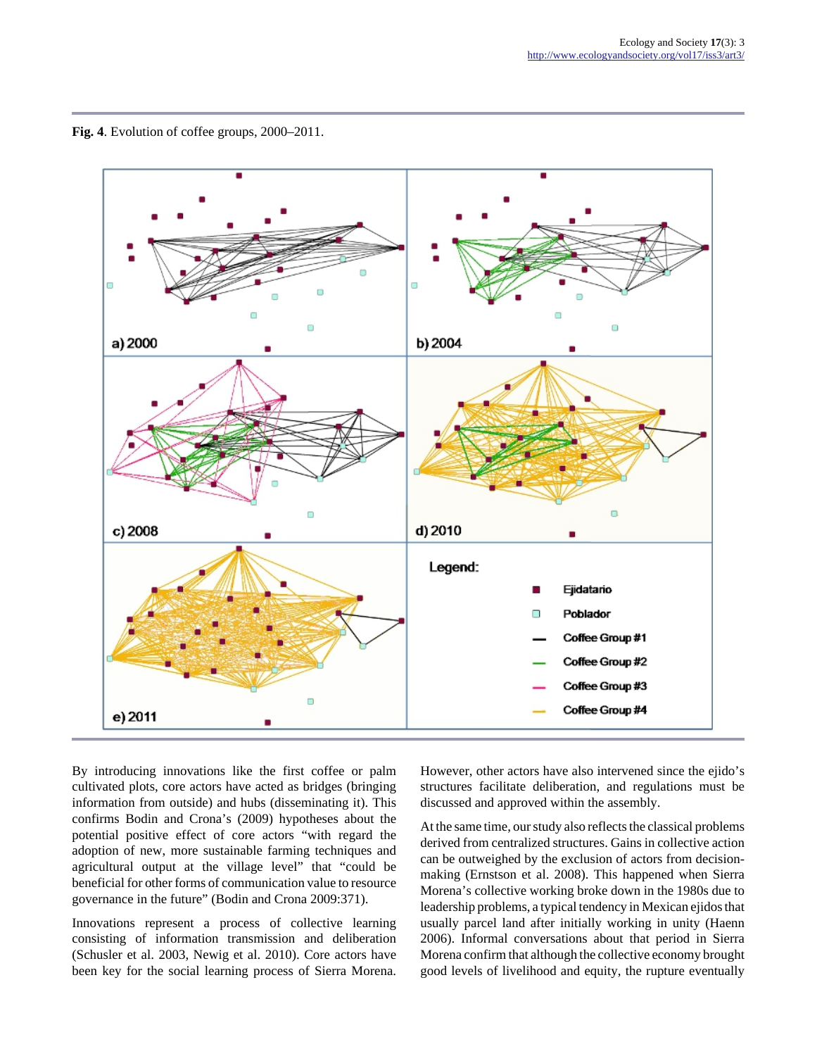**Fig. 4**. Evolution of coffee groups, 2000–2011.

By introducing innovations like the first coffee or palm cultivated plots, core actors have acted as bridges (bringing information from outside) and hubs (disseminating it). This confirms Bodin and Crona's (2009) hypotheses about the potential positive effect of core actors "with regard the adoption of new, more sustainable farming techniques and agricultural output at the village level" that "could be beneficial for other forms of communication value to resource governance in the future" (Bodin and Crona 2009:371).

Innovations represent a process of collective learning consisting of information transmission and deliberation (Schusler et al. 2003, Newig et al. 2010). Core actors have been key for the social learning process of Sierra Morena. However, other actors have also intervened since the ejido's structures facilitate deliberation, and regulations must be discussed and approved within the assembly.

At the same time, our study also reflects the classical problems derived from centralized structures. Gains in collective action can be outweighed by the exclusion of actors from decision-making (Ernstson et al. 2008). This happened when Sierra Morena's collective working broke down in the 1980s due to leadership problems, a typical tendency in Mexican ejidos that usually parcel land after initially working in unity (Haenn 2006). Informal conversations about that period in Sierra Morena confirm that although the collective economy brought good levels of livelihood and equity, the rupture eventually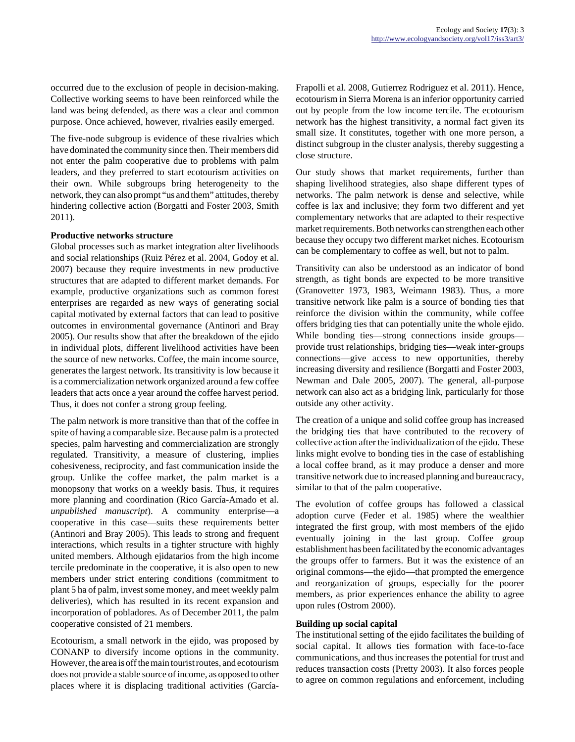occurred due to the exclusion of people in decision-making. Collective working seems to have been reinforced while the land was being defended, as there was a clear and common purpose. Once achieved, however, rivalries easily emerged.

The five-node subgroup is evidence of these rivalries which have dominated the community since then. Their members did not enter the palm cooperative due to problems with palm leaders, and they preferred to start ecotourism activities on their own. While subgroups bring heterogeneity to the network, they can also prompt "us and them" attitudes, thereby hindering collective action (Borgatti and Foster 2003, Smith 2011).

**Productive networks structure**

Global processes such as market integration alter livelihoods and social relationships (Ruiz Pérez et al. 2004, Godoy et al. 2007) because they require investments in new productive structures that are adapted to different market demands. For example, productive organizations such as common forest enterprises are regarded as new ways of generating social capital motivated by external factors that can lead to positive outcomes in environmental governance (Antinori and Bray 2005). Our results show that after the breakdown of the ejido in individual plots, different livelihood activities have been the source of new networks. Coffee, the main income source, generates the largest network. Its transitivity is low because it is a commercialization network organized around a few coffee leaders that acts once a year around the coffee harvest period. Thus, it does not confer a strong group feeling.

The palm network is more transitive than that of the coffee in spite of having a comparable size. Because palm is a protected species, palm harvesting and commercialization are strongly regulated. Transitivity, a measure of clustering, implies cohesiveness, reciprocity, and fast communication inside the group. Unlike the coffee market, the palm market is a monopsony that works on a weekly basis. Thus, it requires more planning and coordination (Rico García-Amado et al. *unpublished manuscript*). A community enterprise—a cooperative in this case—suits these requirements better (Antinori and Bray 2005). This leads to strong and frequent interactions, which results in a tighter structure with highly united members. Although ejidatarios from the high income tercile predominate in the cooperative, it is also open to new members under strict entering conditions (commitment to plant 5 ha of palm, invest some money, and meet weekly palm deliveries), which has resulted in its recent expansion and incorporation of pobladores. As of December 2011, the palm cooperative consisted of 21 members.

Ecotourism, a small network in the ejido, was proposed by CONANP to diversify income options in the community. However, the area is off the main tourist routes, and ecotourism does not provide a stable source of income, as opposed to other places where it is displacing traditional activities (García-Frapolli et al. 2008, Gutierrez Rodriguez et al. 2011). Hence, ecotourism in Sierra Morena is an inferior opportunity carried out by people from the low income tercile. The ecotourism network has the highest transitivity, a normal fact given its small size. It constitutes, together with one more person, a distinct subgroup in the cluster analysis, thereby suggesting a close structure.

Our study shows that market requirements, further than shaping livelihood strategies, also shape different types of networks. The palm network is dense and selective, while coffee is lax and inclusive; they form two different and yet complementary networks that are adapted to their respective market requirements. Both networks can strengthen each other because they occupy two different market niches. Ecotourism can be complementary to coffee as well, but not to palm.

Transitivity can also be understood as an indicator of bond strength, as tight bonds are expected to be more transitive (Granovetter 1973, 1983, Weimann 1983). Thus, a more transitive network like palm is a source of bonding ties that reinforce the division within the community, while coffee offers bridging ties that can potentially unite the whole ejido. While bonding ties—strong connections inside groups—provide trust relationships, bridging ties—weak inter-groups connections—give access to new opportunities, thereby increasing diversity and resilience (Borgatti and Foster 2003, Newman and Dale 2005, 2007). The general, all-purpose network can also act as a bridging link, particularly for those outside any other activity.

The creation of a unique and solid coffee group has increased the bridging ties that have contributed to the recovery of collective action after the individualization of the ejido. These links might evolve to bonding ties in the case of establishing a local coffee brand, as it may produce a denser and more transitive network due to increased planning and bureaucracy, similar to that of the palm cooperative.

The evolution of coffee groups has followed a classical adoption curve (Feder et al. 1985) where the wealthier integrated the first group, with most members of the ejido eventually joining in the last group. Coffee group establishment has been facilitated by the economic advantages the groups offer to farmers. But it was the existence of an original commons—the ejido—that prompted the emergence and reorganization of groups, especially for the poorer members, as prior experiences enhance the ability to agree upon rules (Ostrom 2000).

**Building up social capital**

The institutional setting of the ejido facilitates the building of social capital. It allows ties formation with face-to-face communications, and thus increases the potential for trust and reduces transaction costs (Pretty 2003). It also forces people to agree on common regulations and enforcement, including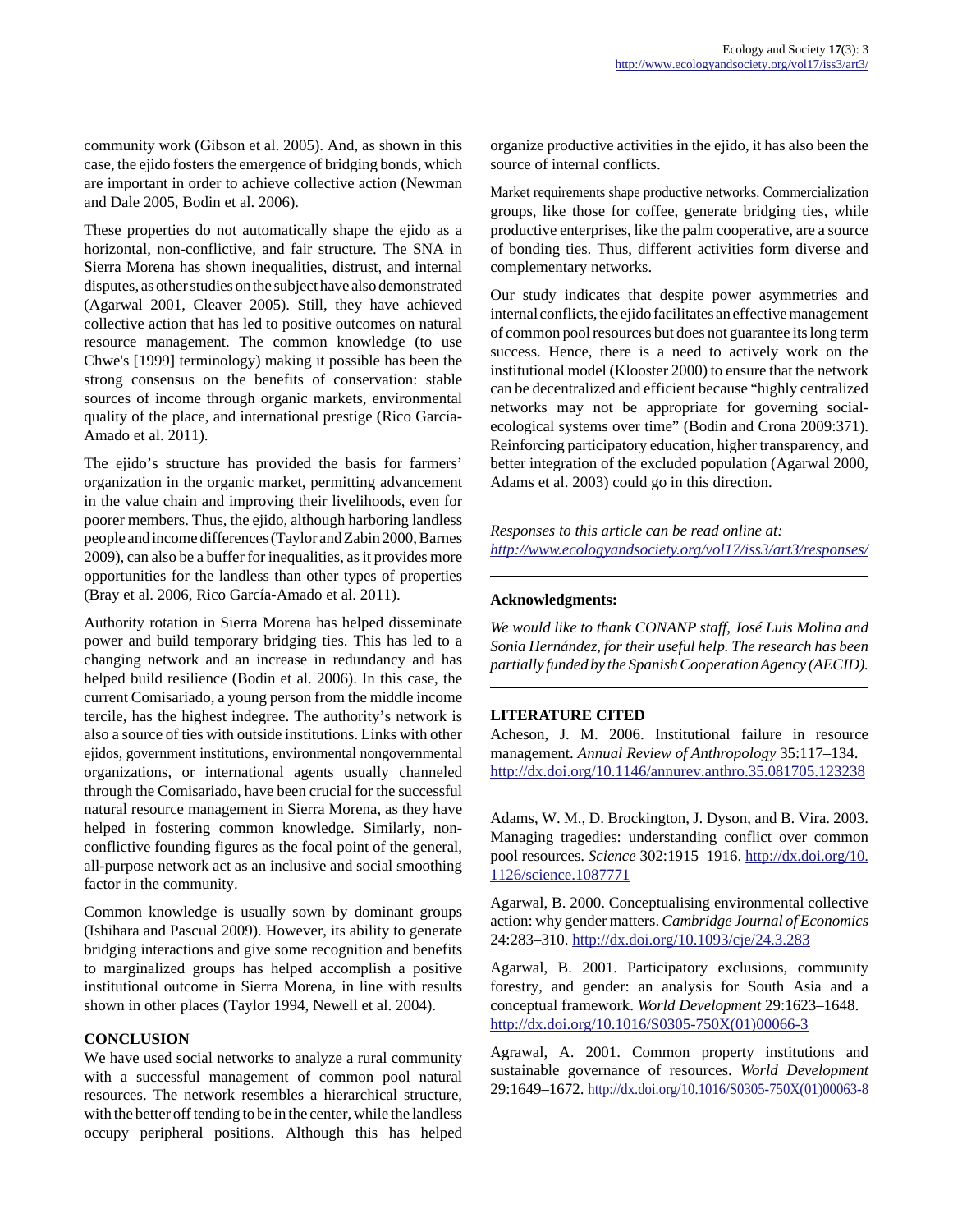community work (Gibson et al. 2005). And, as shown in this case, the ejido fosters the emergence of bridging bonds, which are important in order to achieve collective action (Newman and Dale 2005, Bodin et al. 2006).

These properties do not automatically shape the ejido as a horizontal, non-conflictive, and fair structure. The SNA in Sierra Morena has shown inequalities, distrust, and internal disputes, as other studies on the subject have also demonstrated (Agarwal 2001, Cleaver 2005). Still, they have achieved collective action that has led to positive outcomes on natural resource management. The common knowledge (to use Chwe's [1999] terminology) making it possible has been the strong consensus on the benefits of conservation: stable sources of income through organic markets, environmental quality of the place, and international prestige (Rico García-Amado et al. 2011).

The ejido's structure has provided the basis for farmers' organization in the organic market, permitting advancement in the value chain and improving their livelihoods, even for poorer members. Thus, the ejido, although harboring landless people and income differences (Taylor and Zabin 2000, Barnes 2009), can also be a buffer for inequalities, as it provides more opportunities for the landless than other types of properties (Bray et al. 2006, Rico García-Amado et al. 2011).

Authority rotation in Sierra Morena has helped disseminate power and build temporary bridging ties. This has led to a changing network and an increase in redundancy and has helped build resilience (Bodin et al. 2006). In this case, the current Comisariado, a young person from the middle income tercile, has the highest indegree. The authority's network is also a source of ties with outside institutions. Links with other ejidos, government institutions, environmental nongovernmental organizations, or international agents usually channeled through the Comisariado, have been crucial for the successful natural resource management in Sierra Morena, as they have helped in fostering common knowledge. Similarly, non-conflictive founding figures as the focal point of the general, all-purpose network act as an inclusive and social smoothing factor in the community.

Common knowledge is usually sown by dominant groups (Ishihara and Pascual 2009). However, its ability to generate bridging interactions and give some recognition and benefits to marginalized groups has helped accomplish a positive institutional outcome in Sierra Morena, in line with results shown in other places (Taylor 1994, Newell et al. 2004).

## CONCLUSION

We have used social networks to analyze a rural community with a successful management of common pool natural resources. The network resembles a hierarchical structure, with the better off tending to be in the center, while the landless occupy peripheral positions. Although this has helped organize productive activities in the ejido, it has also been the source of internal conflicts.

Market requirements shape productive networks. Commercialization groups, like those for coffee, generate bridging ties, while productive enterprises, like the palm cooperative, are a source of bonding ties. Thus, different activities form diverse and complementary networks.

Our study indicates that despite power asymmetries and internal conflicts, the ejido facilitates an effective management of common pool resources but does not guarantee its long term success. Hence, there is a need to actively work on the institutional model (Klooster 2000) to ensure that the network can be decentralized and efficient because "highly centralized networks may not be appropriate for governing social-ecological systems over time" (Bodin and Crona 2009:371). Reinforcing participatory education, higher transparency, and better integration of the excluded population (Agarwal 2000, Adams et al. 2003) could go in this direction.

*Responses to this article can be read online at:*
*http://www.ecologyandsociety.org/vol17/iss3/art3/responses/*

---

**Acknowledgments:**

*We would like to thank CONANP staff, José Luis Molina and Sonia Hernández, for their useful help. The research has been partially funded by the Spanish Cooperation Agency (AECID).*

---

## LITERATURE CITED

Acheson, J. M. 2006. Institutional failure in resource management. *Annual Review of Anthropology* 35:117–134. http://dx.doi.org/10.1146/annurev.anthro.35.081705.123238

Adams, W. M., D. Brockington, J. Dyson, and B. Vira. 2003. Managing tragedies: understanding conflict over common pool resources. *Science* 302:1915–1916. http://dx.doi.org/10.1126/science.1087771

Agarwal, B. 2000. Conceptualising environmental collective action: why gender matters. *Cambridge Journal of Economics* 24:283–310. http://dx.doi.org/10.1093/cje/24.3.283

Agarwal, B. 2001. Participatory exclusions, community forestry, and gender: an analysis for South Asia and a conceptual framework. *World Development* 29:1623–1648. http://dx.doi.org/10.1016/S0305-750X(01)00066-3

Agrawal, A. 2001. Common property institutions and sustainable governance of resources. *World Development* 29:1649–1672. http://dx.doi.org/10.1016/S0305-750X(01)00063-8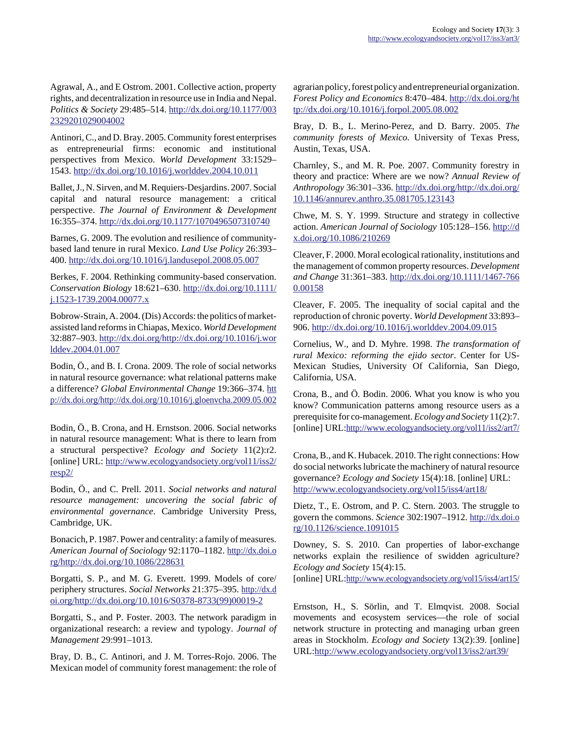Agrawal, A., and E Ostrom. 2001. Collective action, property rights, and decentralization in resource use in India and Nepal. *Politics & Society* 29:485–514. http://dx.doi.org/10.1177/0032329201029004002

Antinori, C., and D. Bray. 2005. Community forest enterprises as entrepreneurial firms: economic and institutional perspectives from Mexico. *World Development* 33:1529–1543. http://dx.doi.org/10.1016/j.worlddev.2004.10.011

Ballet, J., N. Sirven, and M. Requiers-Desjardins. 2007. Social capital and natural resource management: a critical perspective. *The Journal of Environment & Development* 16:355–374. http://dx.doi.org/10.1177/1070496507310740

Barnes, G. 2009. The evolution and resilience of community-based land tenure in rural Mexico. *Land Use Policy* 26:393–400. http://dx.doi.org/10.1016/j.landusepol.2008.05.007

Berkes, F. 2004. Rethinking community-based conservation. *Conservation Biology* 18:621–630. http://dx.doi.org/10.1111/j.1523-1739.2004.00077.x

Bobrow-Strain, A. 2004. (Dis) Accords: the politics of market-assisted land reforms in Chiapas, Mexico. *World Development* 32:887–903. http://dx.doi.org/http://dx.doi.org/10.1016/j.worlddev.2004.01.007

Bodin, Ö., and B. I. Crona. 2009. The role of social networks in natural resource governance: what relational patterns make a difference? *Global Environmental Change* 19:366–374. http://dx.doi.org/http://dx.doi.org/10.1016/j.gloenvcha.2009.05.002

Bodin, Ö., B. Crona, and H. Ernstson. 2006. Social networks in natural resource management: What is there to learn from a structural perspective? *Ecology and Society* 11(2):r2. [online] URL: http://www.ecologyandsociety.org/vol11/iss2/resp2/

Bodin, Ö., and C. Prell. 2011. *Social networks and natural resource management: uncovering the social fabric of environmental governance*. Cambridge University Press, Cambridge, UK.

Bonacich, P. 1987. Power and centrality: a family of measures. *American Journal of Sociology* 92:1170–1182. http://dx.doi.org/http://dx.doi.org/10.1086/228631

Borgatti, S. P., and M. G. Everett. 1999. Models of core/periphery structures. *Social Networks* 21:375–395. http://dx.doi.org/http://dx.doi.org/10.1016/S0378-8733(99)00019-2

Borgatti, S., and P. Foster. 2003. The network paradigm in organizational research: a review and typology. *Journal of Management* 29:991–1013.

Bray, D. B., C. Antinori, and J. M. Torres-Rojo. 2006. The Mexican model of community forest management: the role of agrarian policy, forest policy and entrepreneurial organization. *Forest Policy and Economics* 8:470–484. http://dx.doi.org/http://dx.doi.org/10.1016/j.forpol.2005.08.002

Bray, D. B., L. Merino-Perez, and D. Barry. 2005. *The community forests of Mexico*. University of Texas Press, Austin, Texas, USA.

Charnley, S., and M. R. Poe. 2007. Community forestry in theory and practice: Where are we now? *Annual Review of Anthropology* 36:301–336. http://dx.doi.org/http://dx.doi.org/10.1146/annurev.anthro.35.081705.123143

Chwe, M. S. Y. 1999. Structure and strategy in collective action. *American Journal of Sociology* 105:128–156. http://dx.doi.org/10.1086/210269

Cleaver, F. 2000. Moral ecological rationality, institutions and the management of common property resources. *Development and Change* 31:361–383. http://dx.doi.org/10.1111/1467-7660.00158

Cleaver, F. 2005. The inequality of social capital and the reproduction of chronic poverty. *World Development* 33:893–906. http://dx.doi.org/10.1016/j.worlddev.2004.09.015

Cornelius, W., and D. Myhre. 1998. *The transformation of rural Mexico: reforming the ejido sector*. Center for US-Mexican Studies, University Of California, San Diego, California, USA.

Crona, B., and Ö. Bodin. 2006. What you know is who you know? Communication patterns among resource users as a prerequisite for co-management. *Ecology and Society* 11(2):7. [online] URL:http://www.ecologyandsociety.org/vol11/iss2/art7/

Crona, B., and K. Hubacek. 2010. The right connections: How do social networks lubricate the machinery of natural resource governance? *Ecology and Society* 15(4):18. [online] URL: http://www.ecologyandsociety.org/vol15/iss4/art18/

Dietz, T., E. Ostrom, and P. C. Stern. 2003. The struggle to govern the commons. *Science* 302:1907–1912. http://dx.doi.org/10.1126/science.1091015

Downey, S. S. 2010. Can properties of labor-exchange networks explain the resilience of swidden agriculture? *Ecology and Society* 15(4):15. [online] URL:http://www.ecologyandsociety.org/vol15/iss4/art15/

Ernstson, H., S. Sörlin, and T. Elmqvist. 2008. Social movements and ecosystem services—the role of social network structure in protecting and managing urban green areas in Stockholm. *Ecology and Society* 13(2):39. [online] URL:http://www.ecologyandsociety.org/vol13/iss2/art39/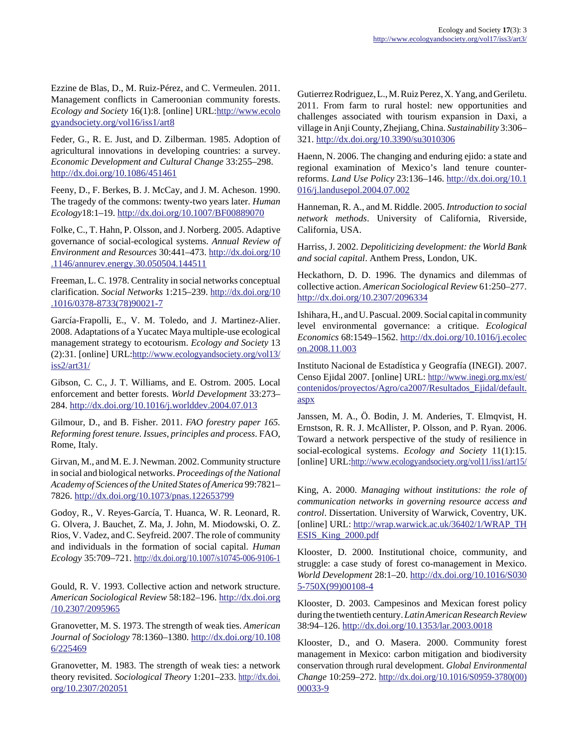Ezzine de Blas, D., M. Ruiz-Pérez, and C. Vermeulen. 2011. Management conflicts in Cameroonian community forests. *Ecology and Society* 16(1):8. [online] URL:http://www.ecologyandsociety.org/vol16/iss1/art8

Feder, G., R. E. Just, and D. Zilberman. 1985. Adoption of agricultural innovations in developing countries: a survey. *Economic Development and Cultural Change* 33:255–298. http://dx.doi.org/10.1086/451461

Feeny, D., F. Berkes, B. J. McCay, and J. M. Acheson. 1990. The tragedy of the commons: twenty-two years later. *Human Ecology*18:1–19. http://dx.doi.org/10.1007/BF00889070

Folke, C., T. Hahn, P. Olsson, and J. Norberg. 2005. Adaptive governance of social-ecological systems. *Annual Review of Environment and Resources* 30:441–473. http://dx.doi.org/10.1146/annurev.energy.30.050504.144511

Freeman, L. C. 1978. Centrality in social networks conceptual clarification. *Social Networks* 1:215–239. http://dx.doi.org/10.1016/0378-8733(78)90021-7

García-Frapolli, E., V. M. Toledo, and J. Martinez-Alier. 2008. Adaptations of a Yucatec Maya multiple-use ecological management strategy to ecotourism. *Ecology and Society* 13(2):31. [online] URL:http://www.ecologyandsociety.org/vol13/iss2/art31/

Gibson, C. C., J. T. Williams, and E. Ostrom. 2005. Local enforcement and better forests. *World Development* 33:273–284. http://dx.doi.org/10.1016/j.worlddev.2004.07.013

Gilmour, D., and B. Fisher. 2011. *FAO forestry paper 165. Reforming forest tenure. Issues, principles and process*. FAO, Rome, Italy.

Girvan, M., and M. E. J. Newman. 2002. Community structure in social and biological networks. *Proceedings of the National Academy of Sciences of the United States of America* 99:7821–7826. http://dx.doi.org/10.1073/pnas.122653799

Godoy, R., V. Reyes-García, T. Huanca, W. R. Leonard, R. G. Olvera, J. Bauchet, Z. Ma, J. John, M. Miodowski, O. Z. Rios, V. Vadez, and C. Seyfreid. 2007. The role of community and individuals in the formation of social capital. *Human Ecology* 35:709–721. http://dx.doi.org/10.1007/s10745-006-9106-1

Gould, R. V. 1993. Collective action and network structure. *American Sociological Review* 58:182–196. http://dx.doi.org/10.2307/2095965

Granovetter, M. S. 1973. The strength of weak ties. *American Journal of Sociology* 78:1360–1380. http://dx.doi.org/10.1086/225469

Granovetter, M. 1983. The strength of weak ties: a network theory revisited. *Sociological Theory* 1:201–233. http://dx.doi.org/10.2307/202051

Gutierrez Rodriguez, L., M. Ruiz Perez, X. Yang, and Geriletu. 2011. From farm to rural hostel: new opportunities and challenges associated with tourism expansion in Daxi, a village in Anji County, Zhejiang, China. *Sustainability* 3:306–321. http://dx.doi.org/10.3390/su3010306

Haenn, N. 2006. The changing and enduring ejido: a state and regional examination of Mexico's land tenure counter-reforms. *Land Use Policy* 23:136–146. http://dx.doi.org/10.1016/j.landusepol.2004.07.002

Hanneman, R. A., and M. Riddle. 2005. *Introduction to social network methods*. University of California, Riverside, California, USA.

Harriss, J. 2002. *Depoliticizing development: the World Bank and social capital*. Anthem Press, London, UK.

Heckathorn, D. D. 1996. The dynamics and dilemmas of collective action. *American Sociological Review* 61:250–277. http://dx.doi.org/10.2307/2096334

Ishihara, H., and U. Pascual. 2009. Social capital in community level environmental governance: a critique. *Ecological Economics* 68:1549–1562. http://dx.doi.org/10.1016/j.ecolecon.2008.11.003

Instituto Nacional de Estadística y Geografía (INEGI). 2007. Censo Ejidal 2007. [online] URL: http://www.inegi.org.mx/est/contenidos/proyectos/Agro/ca2007/Resultados_Ejidal/default.aspx

Janssen, M. A., Ö. Bodin, J. M. Anderies, T. Elmqvist, H. Ernstson, R. R. J. McAllister, P. Olsson, and P. Ryan. 2006. Toward a network perspective of the study of resilience in social-ecological systems. *Ecology and Society* 11(1):15. [online] URL:http://www.ecologyandsociety.org/vol11/iss1/art15/

King, A. 2000. *Managing without institutions: the role of communication networks in governing resource access and control*. Dissertation. University of Warwick, Coventry, UK. [online] URL: http://wrap.warwick.ac.uk/36402/1/WRAP_THESIS_King_2000.pdf

Klooster, D. 2000. Institutional choice, community, and struggle: a case study of forest co-management in Mexico. *World Development* 28:1–20. http://dx.doi.org/10.1016/S0305-750X(99)00108-4

Klooster, D. 2003. Campesinos and Mexican forest policy during the twentieth century. *Latin American Research Review* 38:94–126. http://dx.doi.org/10.1353/lar.2003.0018

Klooster, D., and O. Masera. 2000. Community forest management in Mexico: carbon mitigation and biodiversity conservation through rural development. *Global Environmental Change* 10:259–272. http://dx.doi.org/10.1016/S0959-3780(00)00033-9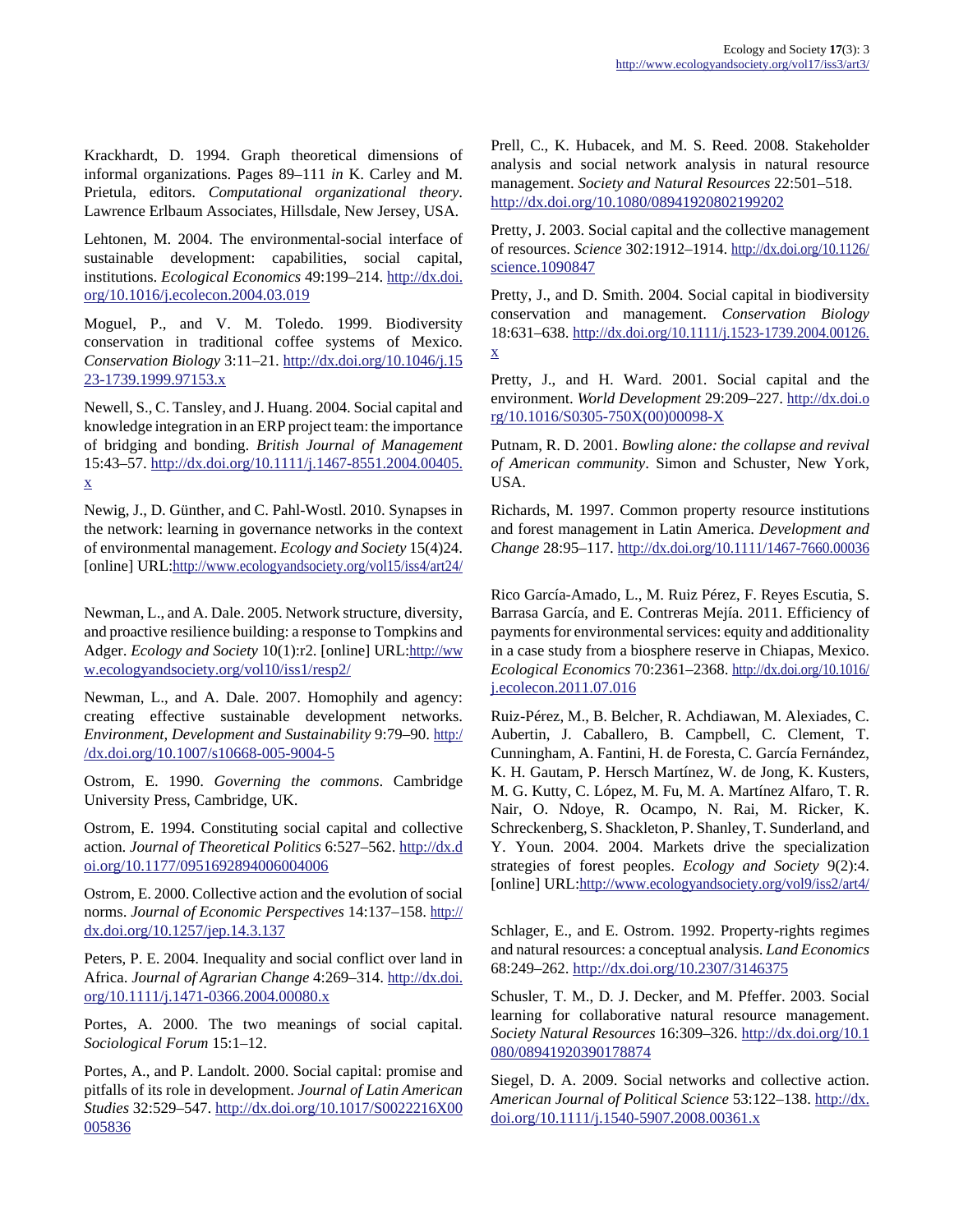Krackhardt, D. 1994. Graph theoretical dimensions of informal organizations. Pages 89–111 *in* K. Carley and M. Prietula, editors. *Computational organizational theory*. Lawrence Erlbaum Associates, Hillsdale, New Jersey, USA.

Lehtonen, M. 2004. The environmental-social interface of sustainable development: capabilities, social capital, institutions. *Ecological Economics* 49:199–214. http://dx.doi.org/10.1016/j.ecolecon.2004.03.019

Moguel, P., and V. M. Toledo. 1999. Biodiversity conservation in traditional coffee systems of Mexico. *Conservation Biology* 3:11–21. http://dx.doi.org/10.1046/j.1523-1739.1999.97153.x

Newell, S., C. Tansley, and J. Huang. 2004. Social capital and knowledge integration in an ERP project team: the importance of bridging and bonding. *British Journal of Management* 15:43–57. http://dx.doi.org/10.1111/j.1467-8551.2004.00405.x

Newig, J., D. Günther, and C. Pahl-Wostl. 2010. Synapses in the network: learning in governance networks in the context of environmental management. *Ecology and Society* 15(4)24. [online] URL:http://www.ecologyandsociety.org/vol15/iss4/art24/

Newman, L., and A. Dale. 2005. Network structure, diversity, and proactive resilience building: a response to Tompkins and Adger. *Ecology and Society* 10(1):r2. [online] URL:http://www.ecologyandsociety.org/vol10/iss1/resp2/

Newman, L., and A. Dale. 2007. Homophily and agency: creating effective sustainable development networks. *Environment, Development and Sustainability* 9:79–90. http://dx.doi.org/10.1007/s10668-005-9004-5

Ostrom, E. 1990. *Governing the commons*. Cambridge University Press, Cambridge, UK.

Ostrom, E. 1994. Constituting social capital and collective action. *Journal of Theoretical Politics* 6:527–562. http://dx.doi.org/10.1177/0951692894006004006

Ostrom, E. 2000. Collective action and the evolution of social norms. *Journal of Economic Perspectives* 14:137–158. http://dx.doi.org/10.1257/jep.14.3.137

Peters, P. E. 2004. Inequality and social conflict over land in Africa. *Journal of Agrarian Change* 4:269–314. http://dx.doi.org/10.1111/j.1471-0366.2004.00080.x

Portes, A. 2000. The two meanings of social capital. *Sociological Forum* 15:1–12.

Portes, A., and P. Landolt. 2000. Social capital: promise and pitfalls of its role in development. *Journal of Latin American Studies* 32:529–547. http://dx.doi.org/10.1017/S0022216X00005836

Prell, C., K. Hubacek, and M. S. Reed. 2008. Stakeholder analysis and social network analysis in natural resource management. *Society and Natural Resources* 22:501–518. http://dx.doi.org/10.1080/08941920802199202

Pretty, J. 2003. Social capital and the collective management of resources. *Science* 302:1912–1914. http://dx.doi.org/10.1126/science.1090847

Pretty, J., and D. Smith. 2004. Social capital in biodiversity conservation and management. *Conservation Biology* 18:631–638. http://dx.doi.org/10.1111/j.1523-1739.2004.00126.x

Pretty, J., and H. Ward. 2001. Social capital and the environment. *World Development* 29:209–227. http://dx.doi.org/10.1016/S0305-750X(00)00098-X

Putnam, R. D. 2001. *Bowling alone: the collapse and revival of American community*. Simon and Schuster, New York, USA.

Richards, M. 1997. Common property resource institutions and forest management in Latin America. *Development and Change* 28:95–117. http://dx.doi.org/10.1111/1467-7660.00036

Rico García-Amado, L., M. Ruiz Pérez, F. Reyes Escutia, S. Barrasa García, and E. Contreras Mejía. 2011. Efficiency of payments for environmental services: equity and additionality in a case study from a biosphere reserve in Chiapas, Mexico. *Ecological Economics* 70:2361–2368. http://dx.doi.org/10.1016/j.ecolecon.2011.07.016

Ruiz-Pérez, M., B. Belcher, R. Achdiawan, M. Alexiades, C. Aubertin, J. Caballero, B. Campbell, C. Clement, T. Cunningham, A. Fantini, H. de Foresta, C. García Fernández, K. H. Gautam, P. Hersch Martínez, W. de Jong, K. Kusters, M. G. Kutty, C. López, M. Fu, M. A. Martínez Alfaro, T. R. Nair, O. Ndoye, R. Ocampo, N. Rai, M. Ricker, K. Schreckenberg, S. Shackleton, P. Shanley, T. Sunderland, and Y. Youn. 2004. 2004. Markets drive the specialization strategies of forest peoples. *Ecology and Society* 9(2):4. [online] URL:http://www.ecologyandsociety.org/vol9/iss2/art4/

Schlager, E., and E. Ostrom. 1992. Property-rights regimes and natural resources: a conceptual analysis. *Land Economics* 68:249–262. http://dx.doi.org/10.2307/3146375

Schusler, T. M., D. J. Decker, and M. Pfeffer. 2003. Social learning for collaborative natural resource management. *Society Natural Resources* 16:309–326. http://dx.doi.org/10.1080/08941920390178874

Siegel, D. A. 2009. Social networks and collective action. *American Journal of Political Science* 53:122–138. http://dx.doi.org/10.1111/j.1540-5907.2008.00361.x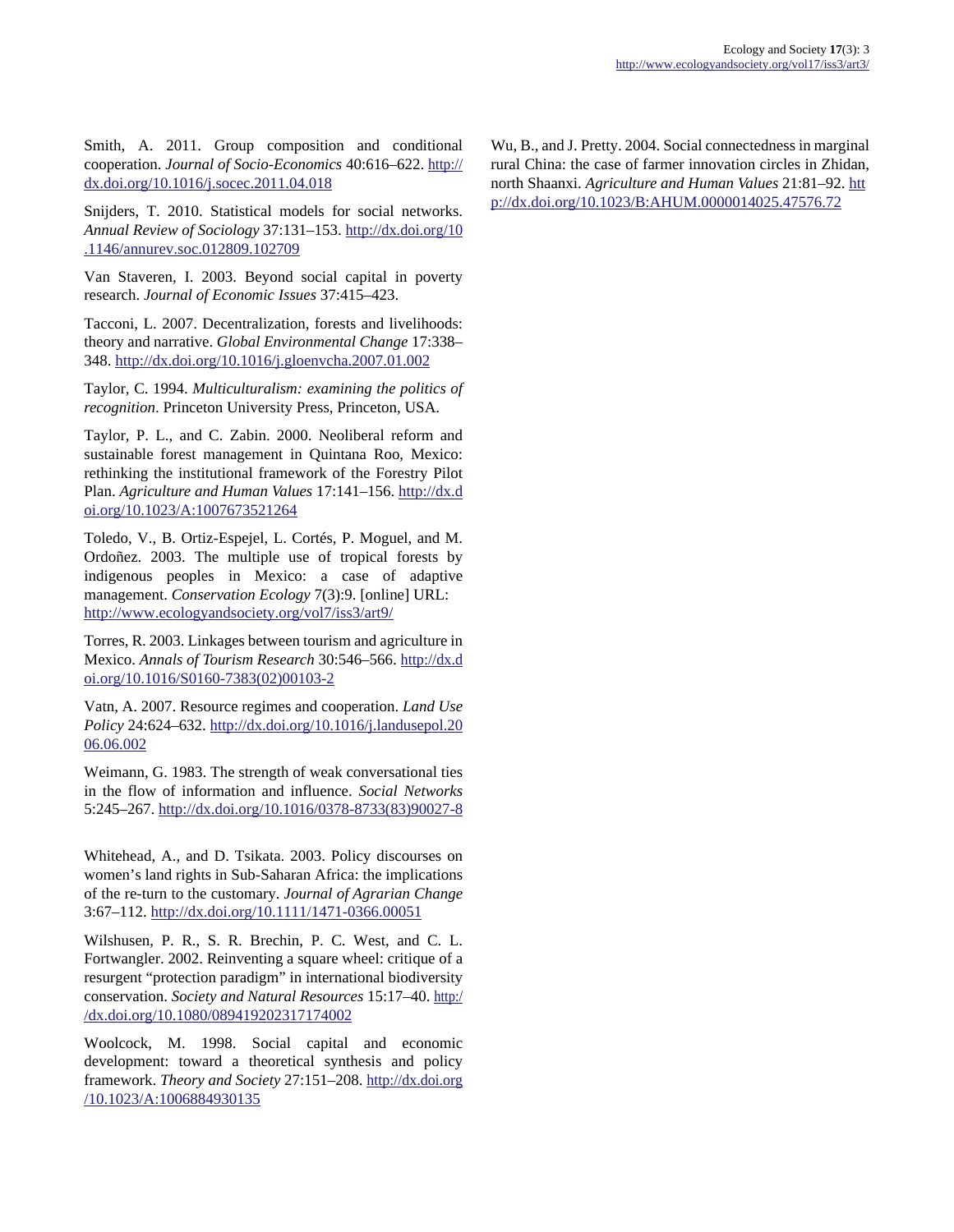Smith, A. 2011. Group composition and conditional cooperation. *Journal of Socio-Economics* 40:616–622. http://dx.doi.org/10.1016/j.socec.2011.04.018

Snijders, T. 2010. Statistical models for social networks. *Annual Review of Sociology* 37:131–153. http://dx.doi.org/10.1146/annurev.soc.012809.102709

Van Staveren, I. 2003. Beyond social capital in poverty research. *Journal of Economic Issues* 37:415–423.

Tacconi, L. 2007. Decentralization, forests and livelihoods: theory and narrative. *Global Environmental Change* 17:338–348. http://dx.doi.org/10.1016/j.gloenvcha.2007.01.002

Taylor, C. 1994. *Multiculturalism: examining the politics of recognition*. Princeton University Press, Princeton, USA.

Taylor, P. L., and C. Zabin. 2000. Neoliberal reform and sustainable forest management in Quintana Roo, Mexico: rethinking the institutional framework of the Forestry Pilot Plan. *Agriculture and Human Values* 17:141–156. http://dx.doi.org/10.1023/A:1007673521264

Toledo, V., B. Ortiz-Espejel, L. Cortés, P. Moguel, and M. Ordoñez. 2003. The multiple use of tropical forests by indigenous peoples in Mexico: a case of adaptive management. *Conservation Ecology* 7(3):9. [online] URL: http://www.ecologyandsociety.org/vol7/iss3/art9/

Torres, R. 2003. Linkages between tourism and agriculture in Mexico. *Annals of Tourism Research* 30:546–566. http://dx.doi.org/10.1016/S0160-7383(02)00103-2

Vatn, A. 2007. Resource regimes and cooperation. *Land Use Policy* 24:624–632. http://dx.doi.org/10.1016/j.landusepol.2006.06.002

Weimann, G. 1983. The strength of weak conversational ties in the flow of information and influence. *Social Networks* 5:245–267. http://dx.doi.org/10.1016/0378-8733(83)90027-8

Whitehead, A., and D. Tsikata. 2003. Policy discourses on women's land rights in Sub-Saharan Africa: the implications of the re-turn to the customary. *Journal of Agrarian Change* 3:67–112. http://dx.doi.org/10.1111/1471-0366.00051

Wilshusen, P. R., S. R. Brechin, P. C. West, and C. L. Fortwangler. 2002. Reinventing a square wheel: critique of a resurgent "protection paradigm" in international biodiversity conservation. *Society and Natural Resources* 15:17–40. http://dx.doi.org/10.1080/089419202317174002

Woolcock, M. 1998. Social capital and economic development: toward a theoretical synthesis and policy framework. *Theory and Society* 27:151–208. http://dx.doi.org/10.1023/A:1006884930135

Wu, B., and J. Pretty. 2004. Social connectedness in marginal rural China: the case of farmer innovation circles in Zhidan, north Shaanxi. *Agriculture and Human Values* 21:81–92. http://dx.doi.org/10.1023/B:AHUM.0000014025.47576.72